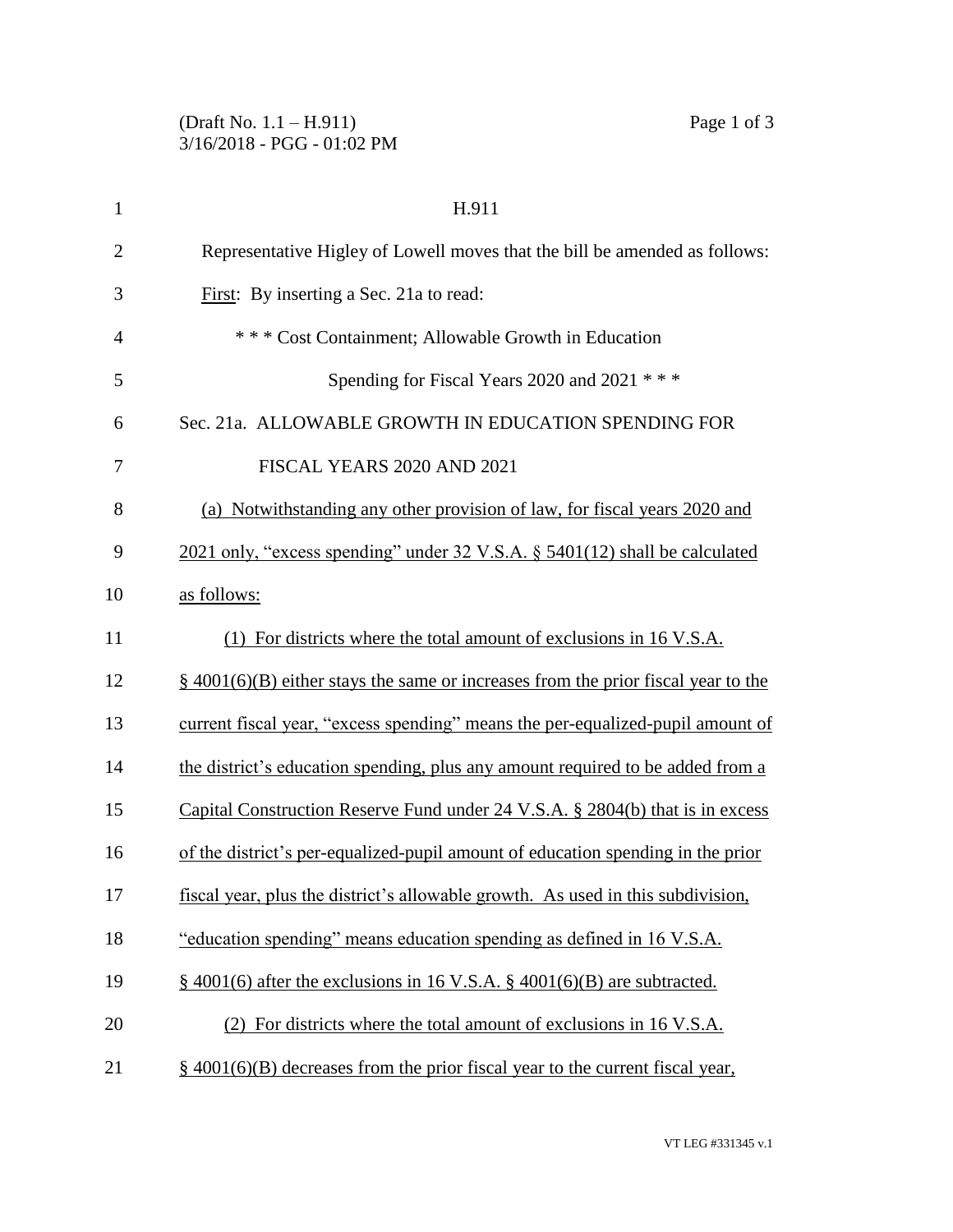H.911

Representative Higley of Lowell moves that the bill be amended as follows:

First: By inserting a Sec. 21a to read:

\* \* \* Cost Containment; Allowable Growth in Education Spending for Fiscal Years 2020 and 2021 \* \* \*

Sec. 21a. ALLOWABLE GROWTH IN EDUCATION SPENDING FOR FISCAL YEARS 2020 AND 2021

(a) Notwithstanding any other provision of law, for fiscal years 2020 and 2021 only, "excess spending" under 32 V.S.A. § 5401(12) shall be calculated as follows:

(1) For districts where the total amount of exclusions in 16 V.S.A. § 4001(6)(B) either stays the same or increases from the prior fiscal year to the current fiscal year, "excess spending" means the per-equalized-pupil amount of the district's education spending, plus any amount required to be added from a Capital Construction Reserve Fund under 24 V.S.A. § 2804(b) that is in excess of the district's per-equalized-pupil amount of education spending in the prior fiscal year, plus the district's allowable growth. As used in this subdivision, "education spending" means education spending as defined in 16 V.S.A. § 4001(6) after the exclusions in 16 V.S.A. § 4001(6)(B) are subtracted.

(2) For districts where the total amount of exclusions in 16 V.S.A. § 4001(6)(B) decreases from the prior fiscal year to the current fiscal year,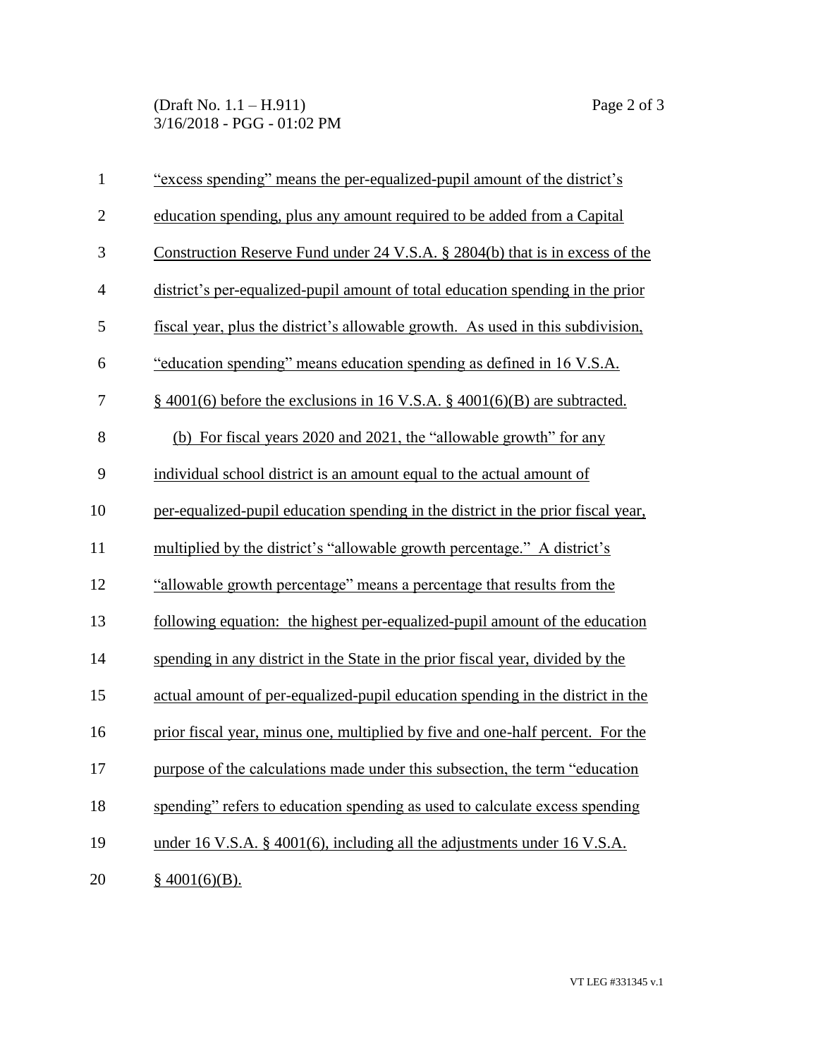"excess spending" means the per-equalized-pupil amount of the district's education spending, plus any amount required to be added from a Capital Construction Reserve Fund under 24 V.S.A. § 2804(b) that is in excess of the district's per-equalized-pupil amount of total education spending in the prior fiscal year, plus the district's allowable growth. As used in this subdivision, "education spending" means education spending as defined in 16 V.S.A. § 4001(6) before the exclusions in 16 V.S.A. § 4001(6)(B) are subtracted.

(b) For fiscal years 2020 and 2021, the "allowable growth" for any individual school district is an amount equal to the actual amount of per-equalized-pupil education spending in the district in the prior fiscal year, multiplied by the district's "allowable growth percentage." A district's "allowable growth percentage" means a percentage that results from the following equation: the highest per-equalized-pupil amount of the education spending in any district in the State in the prior fiscal year, divided by the actual amount of per-equalized-pupil education spending in the district in the prior fiscal year, minus one, multiplied by five and one-half percent. For the purpose of the calculations made under this subsection, the term "education spending" refers to education spending as used to calculate excess spending under 16 V.S.A. § 4001(6), including all the adjustments under 16 V.S.A. § 4001(6)(B).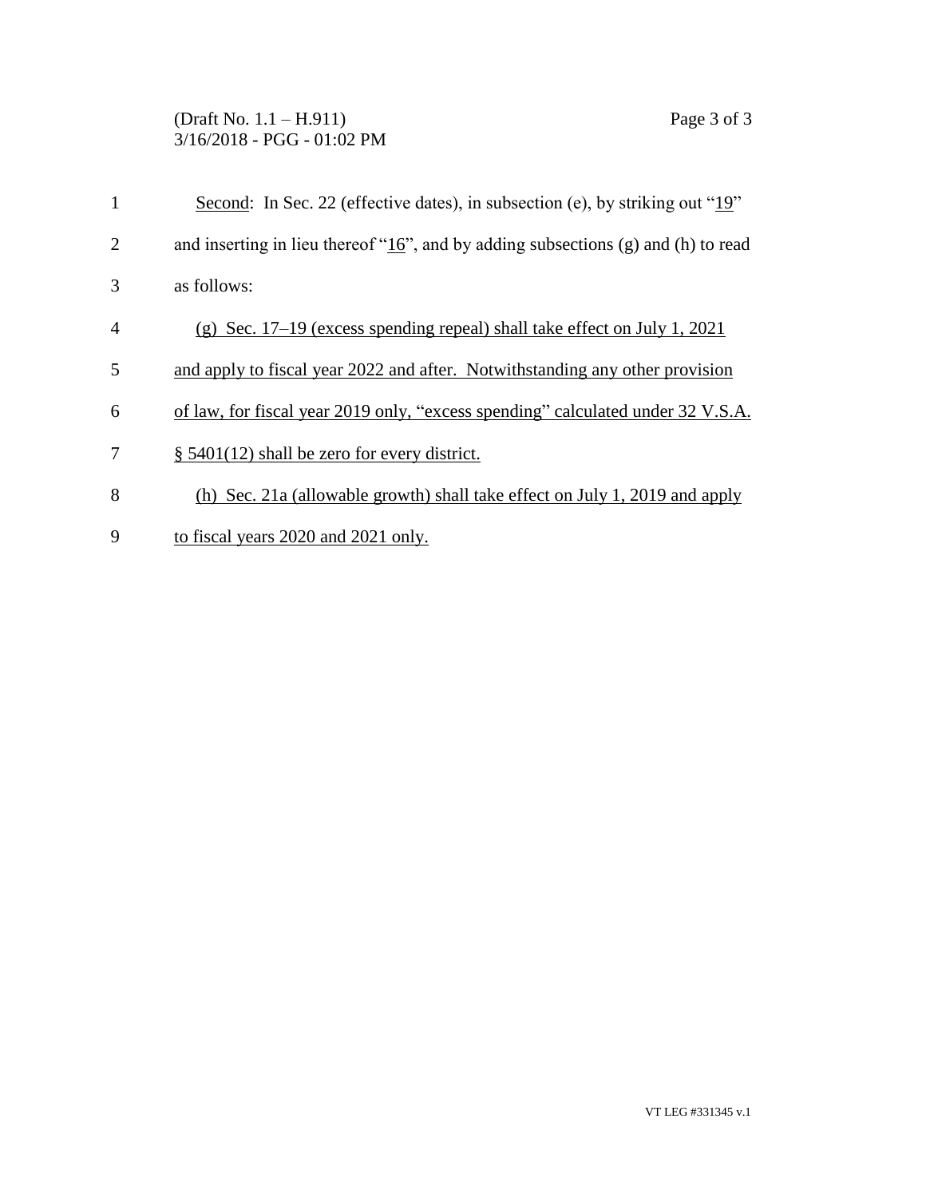Second: In Sec. 22 (effective dates), in subsection (e), by striking out "19" and inserting in lieu thereof "16", and by adding subsections (g) and (h) to read as follows:

(g) Sec. 17–19 (excess spending repeal) shall take effect on July 1, 2021 and apply to fiscal year 2022 and after. Notwithstanding any other provision of law, for fiscal year 2019 only, "excess spending" calculated under 32 V.S.A. § 5401(12) shall be zero for every district.

(h) Sec. 21a (allowable growth) shall take effect on July 1, 2019 and apply to fiscal years 2020 and 2021 only.